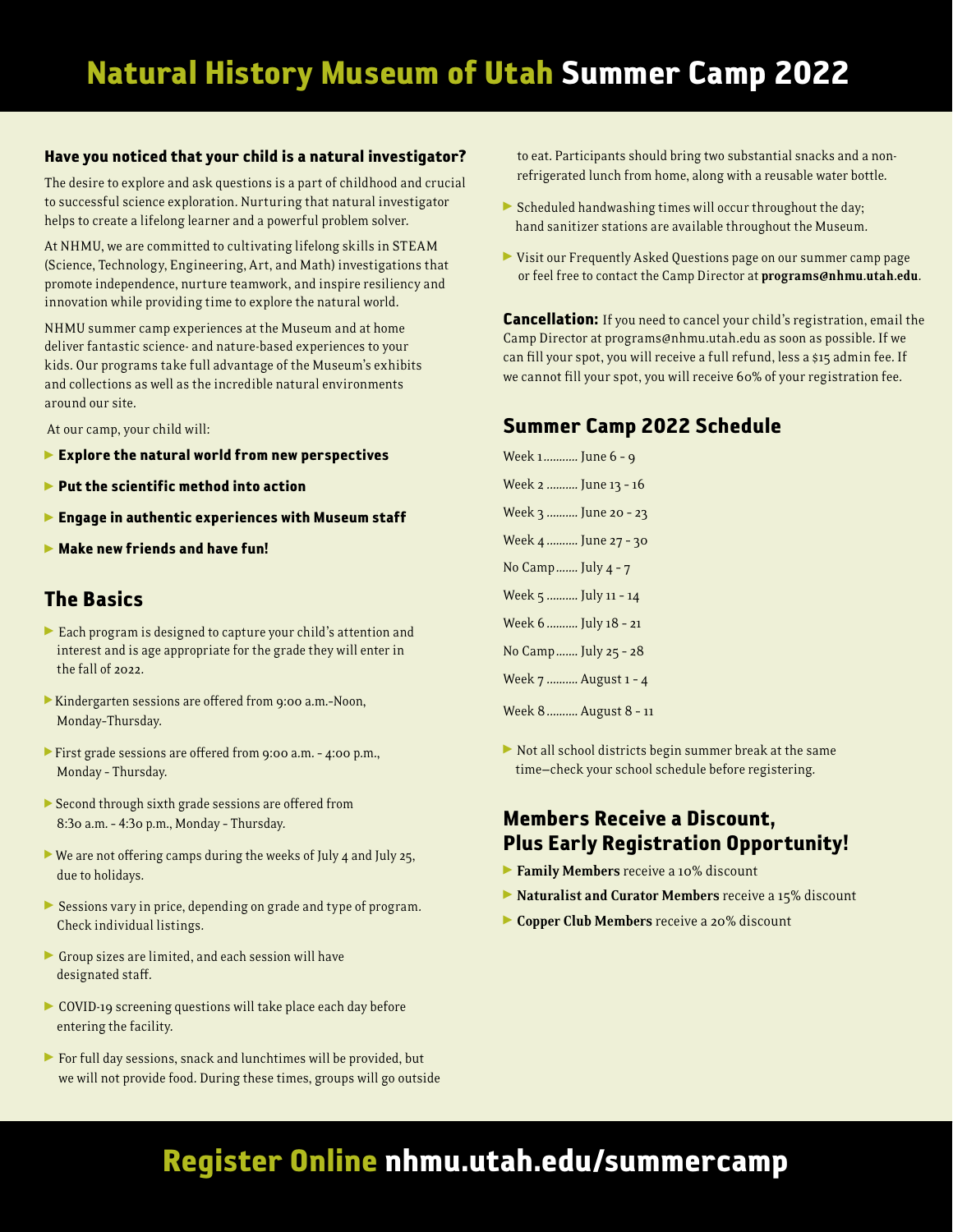# Natural History Museum of Utah Summer Camp 2022

**Have you noticed that your child is a natural investigator?**

The desire to explore and ask questions is a part of childhood and crucial to successful science exploration. Nurturing that natural investigator helps to create a lifelong learner and a powerful problem solver.

At NHMU, we are committed to cultivating lifelong skills in STEAM (Science, Technology, Engineering, Art, and Math) investigations that promote independence, nurture teamwork, and inspire resiliency and innovation while providing time to explore the natural world.

NHMU summer camp experiences at the Museum and at home deliver fantastic science- and nature-based experiences to your kids. Our programs take full advantage of the Museum's exhibits and collections as well as the incredible natural environments around our site.

At our camp, your child will:

- **Explore the natural world from new perspectives**
- **Put the scientific method into action**
- **Engage in authentic experiences with Museum staff**
- **Make new friends and have fun!**

## The Basics

- Each program is designed to capture your child's attention and interest and is age appropriate for the grade they will enter in the fall of 2022.
- Kindergarten sessions are offered from 9:00 a.m.-Noon, Monday-Thursday.
- First grade sessions are offered from 9:00 a.m. - 4:00 p.m., Monday - Thursday.
- Second through sixth grade sessions are offered from 8:30 a.m. - 4:30 p.m., Monday - Thursday.
- We are not offering camps during the weeks of July 4 and July 25, due to holidays.
- Sessions vary in price, depending on grade and type of program. Check individual listings.
- Group sizes are limited, and each session will have designated staff.
- COVID-19 screening questions will take place each day before entering the facility.
- For full day sessions, snack and lunchtimes will be provided, but we will not provide food. During these times, groups will go outside to eat. Participants should bring two substantial snacks and a non-refrigerated lunch from home, along with a reusable water bottle.
- Scheduled handwashing times will occur throughout the day; hand sanitizer stations are available throughout the Museum.
- Visit our Frequently Asked Questions page on our summer camp page or feel free to contact the Camp Director at **programs@nhmu.utah.edu**.

**Cancellation:** If you need to cancel your child's registration, email the Camp Director at programs@nhmu.utah.edu as soon as possible. If we can fill your spot, you will receive a full refund, less a $15 admin fee. If we cannot fill your spot, you will receive 60% of your registration fee.

## Summer Camp 2022 Schedule

Week 1.......... June 6 - 9

Week 2 .......... June 13 - 16

Week 3 .......... June 20 - 23

Week 4 .......... June 27 - 30

No Camp....... July 4 - 7

Week 5 .......... July 11 - 14

Week 6 .......... July 18 - 21

No Camp....... July 25 - 28

Week 7 .......... August 1 - 4

Week 8 .......... August 8 - 11

- Not all school districts begin summer break at the same time—check your school schedule before registering.

## Members Receive a Discount, Plus Early Registration Opportunity!

- **Family Members** receive a 10% discount
- **Naturalist and Curator Members** receive a 15% discount
- **Copper Club Members** receive a 20% discount

## Register Online nhmu.utah.edu/summercamp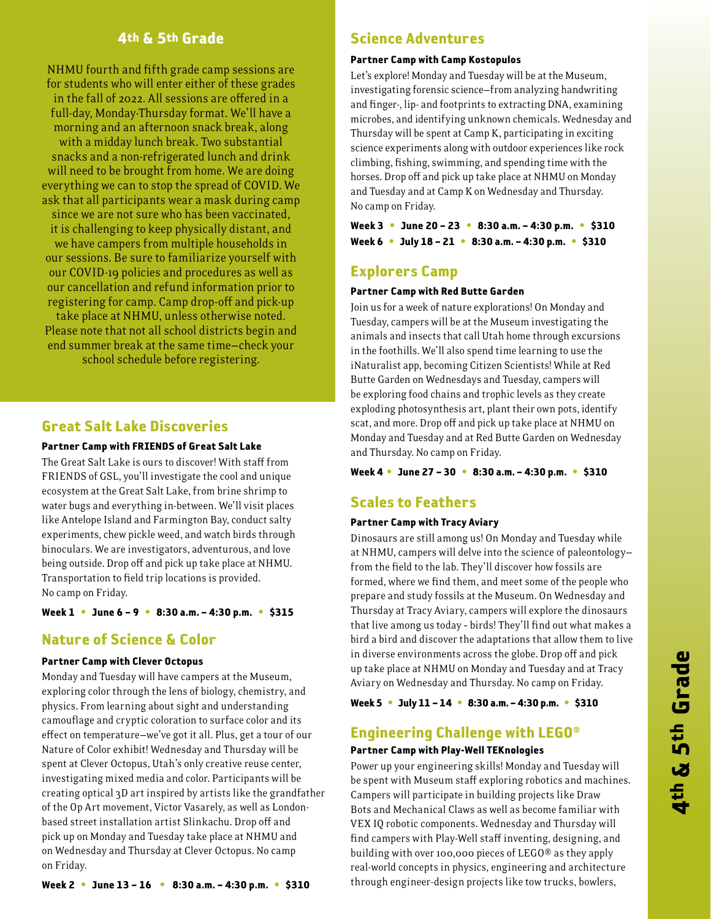## 4th & 5th Grade

NHMU fourth and fifth grade camp sessions are for students who will enter either of these grades in the fall of 2022. All sessions are offered in a full-day, Monday-Thursday format. We'll have a morning and an afternoon snack break, along with a midday lunch break. Two substantial snacks and a non-refrigerated lunch and drink will need to be brought from home. We are doing everything we can to stop the spread of COVID. We ask that all participants wear a mask during camp since we are not sure who has been vaccinated, it is challenging to keep physically distant, and we have campers from multiple households in our sessions. Be sure to familiarize yourself with our COVID-19 policies and procedures as well as our cancellation and refund information prior to registering for camp. Camp drop-off and pick-up take place at NHMU, unless otherwise noted. Please note that not all school districts begin and end summer break at the same time—check your school schedule before registering.

### Great Salt Lake Discoveries

**Partner Camp with FRIENDS of Great Salt Lake**

The Great Salt Lake is ours to discover! With staff from FRIENDS of GSL, you'll investigate the cool and unique ecosystem at the Great Salt Lake, from brine shrimp to water bugs and everything in-between. We'll visit places like Antelope Island and Farmington Bay, conduct salty experiments, chew pickle weed, and watch birds through binoculars. We are investigators, adventurous, and love being outside. Drop off and pick up take place at NHMU. Transportation to field trip locations is provided. No camp on Friday.

**Week 1 • June 6 – 9 • 8:30 a.m. – 4:30 p.m. • $315**

### Nature of Science & Color

**Partner Camp with Clever Octopus**

Monday and Tuesday will have campers at the Museum, exploring color through the lens of biology, chemistry, and physics. From learning about sight and understanding camouflage and cryptic coloration to surface color and its effect on temperature—we've got it all. Plus, get a tour of our Nature of Color exhibit! Wednesday and Thursday will be spent at Clever Octopus, Utah's only creative reuse center, investigating mixed media and color. Participants will be creating optical 3D art inspired by artists like the grandfather of the Op Art movement, Victor Vasarely, as well as London-based street installation artist Slinkachu. Drop off and pick up on Monday and Tuesday take place at NHMU and on Wednesday and Thursday at Clever Octopus. No camp on Friday.

**Week 2 • June 13 – 16 • 8:30 a.m. – 4:30 p.m. • $310**

### Science Adventures

**Partner Camp with Camp Kostopulos**

Let's explore! Monday and Tuesday will be at the Museum, investigating forensic science—from analyzing handwriting and finger-, lip- and footprints to extracting DNA, examining microbes, and identifying unknown chemicals. Wednesday and Thursday will be spent at Camp K, participating in exciting science experiments along with outdoor experiences like rock climbing, fishing, swimming, and spending time with the horses. Drop off and pick up take place at NHMU on Monday and Tuesday and at Camp K on Wednesday and Thursday. No camp on Friday.

**Week 3 • June 20 – 23 • 8:30 a.m. – 4:30 p.m. • $310**
**Week 6 • July 18 – 21 • 8:30 a.m. – 4:30 p.m. • $310**

### Explorers Camp

**Partner Camp with Red Butte Garden**

Join us for a week of nature explorations! On Monday and Tuesday, campers will be at the Museum investigating the animals and insects that call Utah home through excursions in the foothills. We'll also spend time learning to use the iNaturalist app, becoming Citizen Scientists! While at Red Butte Garden on Wednesdays and Tuesday, campers will be exploring food chains and trophic levels as they create exploding photosynthesis art, plant their own pots, identify scat, and more. Drop off and pick up take place at NHMU on Monday and Tuesday and at Red Butte Garden on Wednesday and Thursday. No camp on Friday.

**Week 4 • June 27 – 30 • 8:30 a.m. – 4:30 p.m. • $310**

### Scales to Feathers

**Partner Camp with Tracy Aviary**

Dinosaurs are still among us! On Monday and Tuesday while at NHMU, campers will delve into the science of paleontology—from the field to the lab. They'll discover how fossils are formed, where we find them, and meet some of the people who prepare and study fossils at the Museum. On Wednesday and Thursday at Tracy Aviary, campers will explore the dinosaurs that live among us today - birds! They'll find out what makes a bird a bird and discover the adaptations that allow them to live in diverse environments across the globe. Drop off and pick up take place at NHMU on Monday and Tuesday and at Tracy Aviary on Wednesday and Thursday. No camp on Friday.

**Week 5 • July 11 – 14 • 8:30 a.m. – 4:30 p.m. • $310**

### Engineering Challenge with LEGO®

**Partner Camp with Play-Well TEKnologies**

Power up your engineering skills! Monday and Tuesday will be spent with Museum staff exploring robotics and machines. Campers will participate in building projects like Draw Bots and Mechanical Claws as well as become familiar with VEX IQ robotic components. Wednesday and Thursday will find campers with Play-Well staff inventing, designing, and building with over 100,000 pieces of LEGO® as they apply real-world concepts in physics, engineering and architecture through engineer-design projects like tow trucks, bowlers,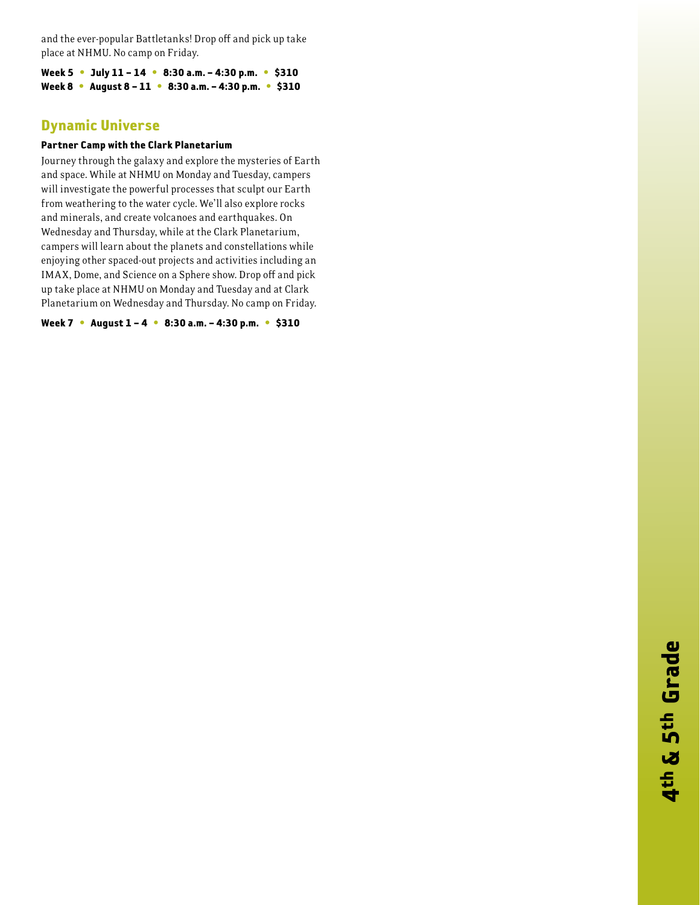and the ever-popular Battletanks! Drop off and pick up take place at NHMU. No camp on Friday.

**Week 5 • July 11 – 14 • 8:30 a.m. – 4:30 p.m. • $310**
**Week 8 • August 8 – 11 • 8:30 a.m. – 4:30 p.m. • $310**

## Dynamic Universe

**Partner Camp with the Clark Planetarium**

Journey through the galaxy and explore the mysteries of Earth and space. While at NHMU on Monday and Tuesday, campers will investigate the powerful processes that sculpt our Earth from weathering to the water cycle. We'll also explore rocks and minerals, and create volcanoes and earthquakes. On Wednesday and Thursday, while at the Clark Planetarium, campers will learn about the planets and constellations while enjoying other spaced-out projects and activities including an IMAX, Dome, and Science on a Sphere show. Drop off and pick up take place at NHMU on Monday and Tuesday and at Clark Planetarium on Wednesday and Thursday. No camp on Friday.

**Week 7 • August 1 – 4 • 8:30 a.m. – 4:30 p.m. • $310**

4th & 5th Grade